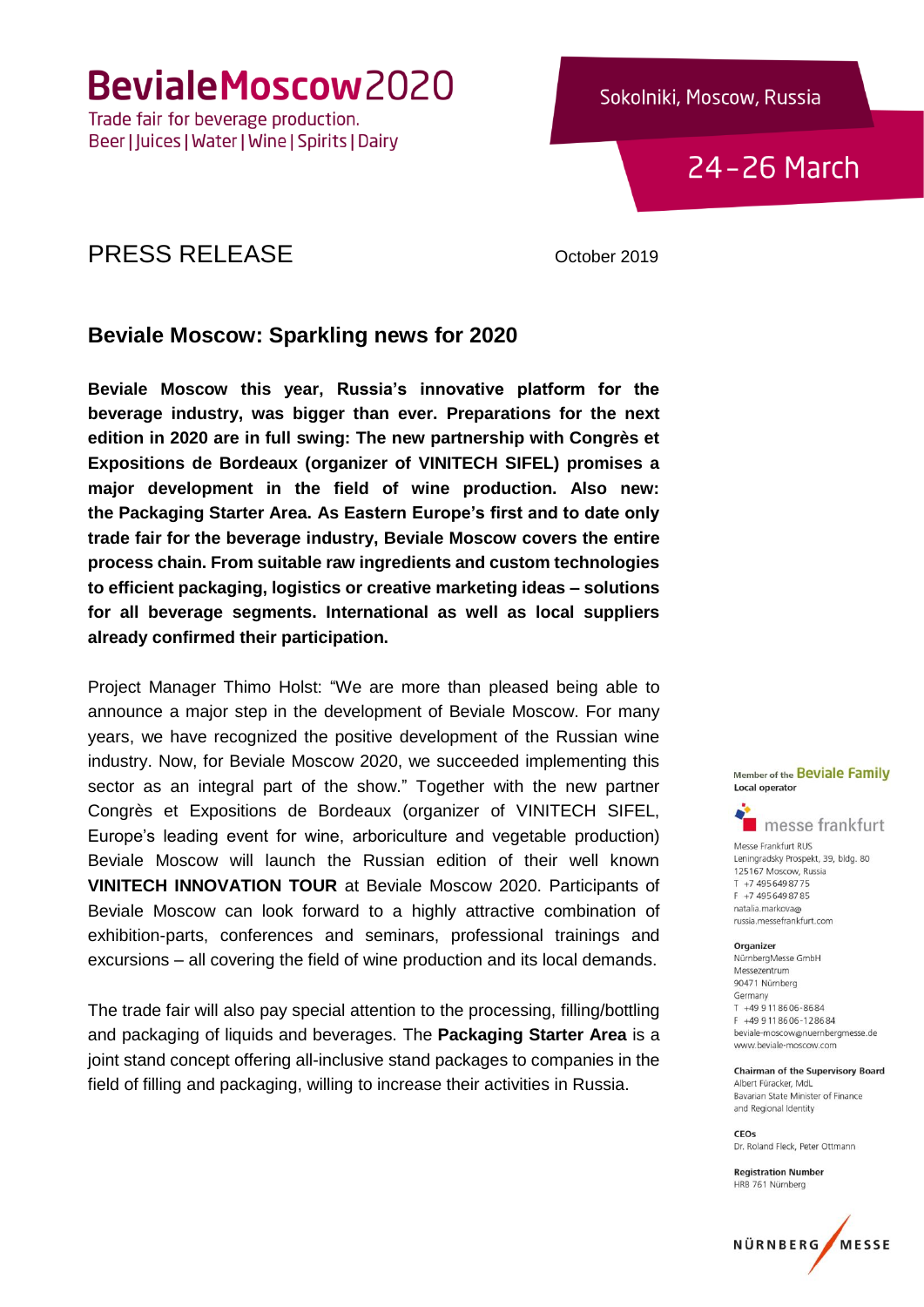# BevialeMoscow2020

Trade fair for beverage production.
Beer | Juices | Water | Wine | Spirits | Dairy

Sokolniki, Moscow, Russia

24 – 26 March

## PRESS RELEASE

October 2019

### Beviale Moscow: Sparkling news for 2020

**Beviale Moscow this year, Russia's innovative platform for the beverage industry, was bigger than ever. Preparations for the next edition in 2020 are in full swing: The new partnership with Congrès et Expositions de Bordeaux (organizer of VINITECH SIFEL) promises a major development in the field of wine production. Also new: the Packaging Starter Area. As Eastern Europe's first and to date only trade fair for the beverage industry, Beviale Moscow covers the entire process chain. From suitable raw ingredients and custom technologies to efficient packaging, logistics or creative marketing ideas – solutions for all beverage segments. International as well as local suppliers already confirmed their participation.**

Project Manager Thimo Holst: "We are more than pleased being able to announce a major step in the development of Beviale Moscow. For many years, we have recognized the positive development of the Russian wine industry. Now, for Beviale Moscow 2020, we succeeded implementing this sector as an integral part of the show." Together with the new partner Congrès et Expositions de Bordeaux (organizer of VINITECH SIFEL, Europe's leading event for wine, arboriculture and vegetable production) Beviale Moscow will launch the Russian edition of their well known **VINITECH INNOVATION TOUR** at Beviale Moscow 2020. Participants of Beviale Moscow can look forward to a highly attractive combination of exhibition-parts, conferences and seminars, professional trainings and excursions – all covering the field of wine production and its local demands.

The trade fair will also pay special attention to the processing, filling/bottling and packaging of liquids and beverages. The **Packaging Starter Area** is a joint stand concept offering all-inclusive stand packages to companies in the field of filling and packaging, willing to increase their activities in Russia.

Member of the Beviale Family
**Local operator**

messe frankfurt

Messe Frankfurt RUS
Leningradsky Prospekt, 39, bldg. 80
125167 Moscow, Russia
T +7 495 649 87 75
F +7 495 649 87 85
natalia.markova@russia.messefrankfurt.com

**Organizer**
NürnbergMesse GmbH
Messezentrum
90471 Nürnberg
Germany
T +49 9 11 86 06-86 84
F +49 9 11 86 06-12 86 84
beviale-moscow@nuernbergmesse.de
www.beviale-moscow.com

**Chairman of the Supervisory Board**
Albert Füracker, MdL
Bavarian State Minister of Finance and Regional Identity

**CEOs**
Dr. Roland Fleck, Peter Ottmann

**Registration Number**
HRB 761 Nürnberg

NÜRNBERG MESSE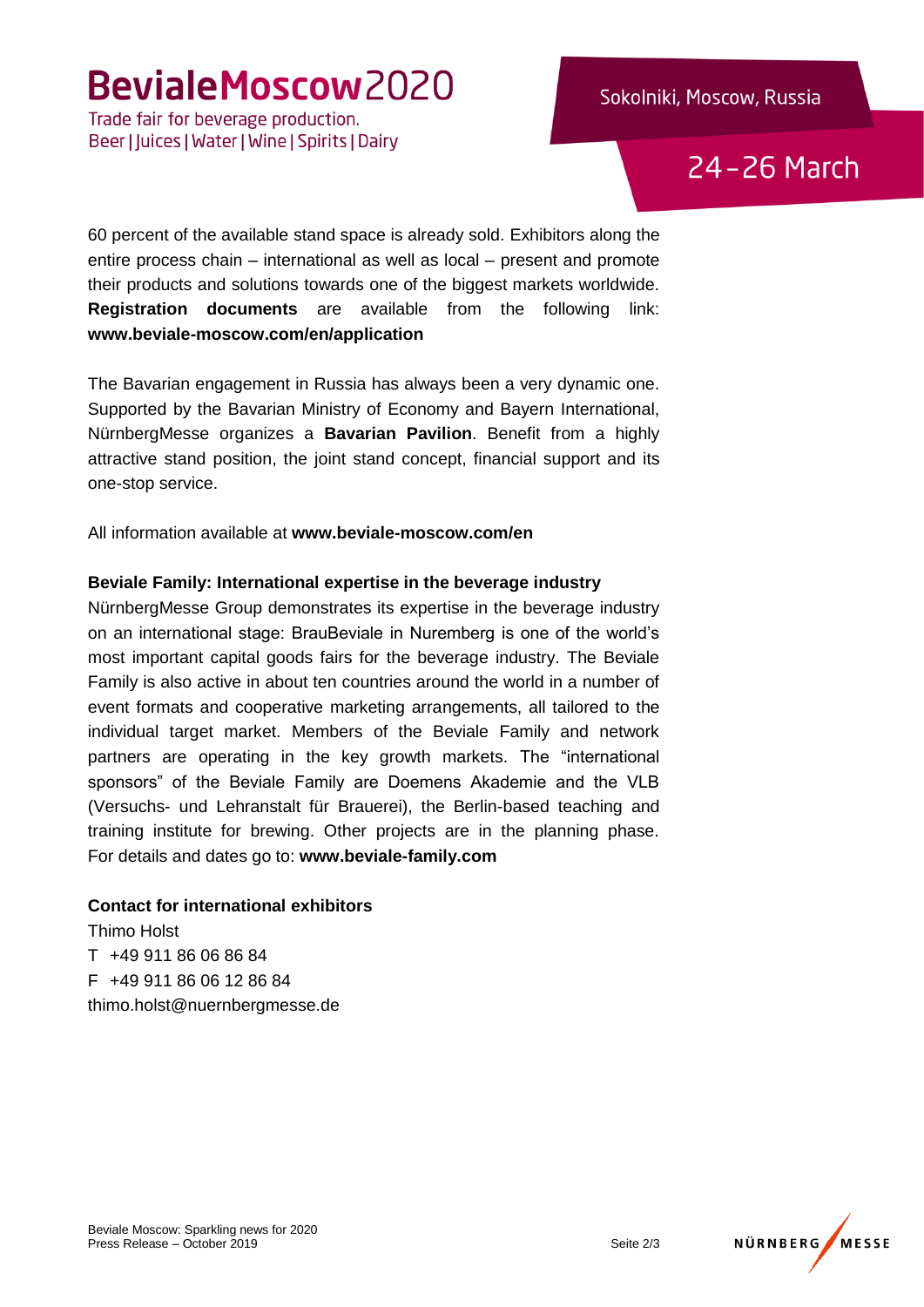60 percent of the available stand space is already sold. Exhibitors along the entire process chain – international as well as local – present and promote their products and solutions towards one of the biggest markets worldwide. **Registration documents** are available from the following link: **www.beviale-moscow.com/en/application**

The Bavarian engagement in Russia has always been a very dynamic one. Supported by the Bavarian Ministry of Economy and Bayern International, NürnbergMesse organizes a **Bavarian Pavilion**. Benefit from a highly attractive stand position, the joint stand concept, financial support and its one-stop service.

All information available at **www.beviale-moscow.com/en**

**Beviale Family: International expertise in the beverage industry**

NürnbergMesse Group demonstrates its expertise in the beverage industry on an international stage: BrauBeviale in Nuremberg is one of the world's most important capital goods fairs for the beverage industry. The Beviale Family is also active in about ten countries around the world in a number of event formats and cooperative marketing arrangements, all tailored to the individual target market. Members of the Beviale Family and network partners are operating in the key growth markets. The "international sponsors" of the Beviale Family are Doemens Akademie and the VLB (Versuchs- und Lehranstalt für Brauerei), the Berlin-based teaching and training institute for brewing. Other projects are in the planning phase. For details and dates go to: **www.beviale-family.com**

**Contact for international exhibitors**

Thimo Holst
T +49 911 86 06 86 84
F +49 911 86 06 12 86 84
thimo.holst@nuernbergmesse.de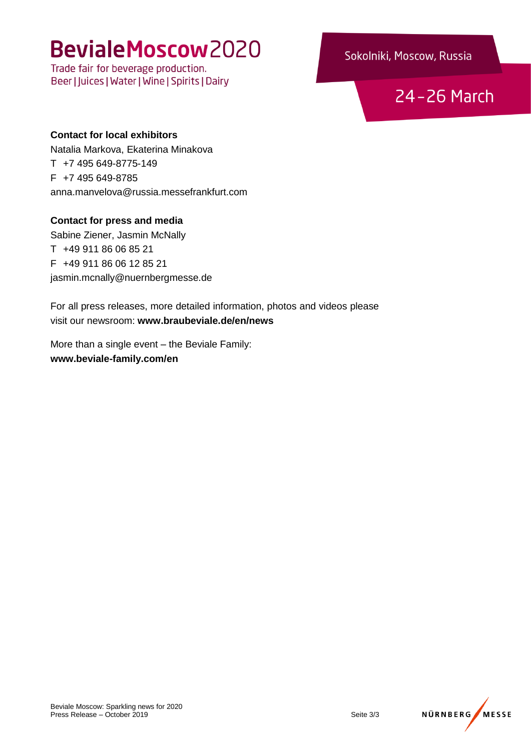**Contact for local exhibitors**
Natalia Markova, Ekaterina Minakova
T +7 495 649-8775-149
F +7 495 649-8785
anna.manvelova@russia.messefrankfurt.com

**Contact for press and media**
Sabine Ziener, Jasmin McNally
T +49 911 86 06 85 21
F +49 911 86 06 12 85 21
jasmin.mcnally@nuernbergmesse.de

For all press releases, more detailed information, photos and videos please visit our newsroom: **www.braubeviale.de/en/news**

More than a single event – the Beviale Family:
**www.beviale-family.com/en**